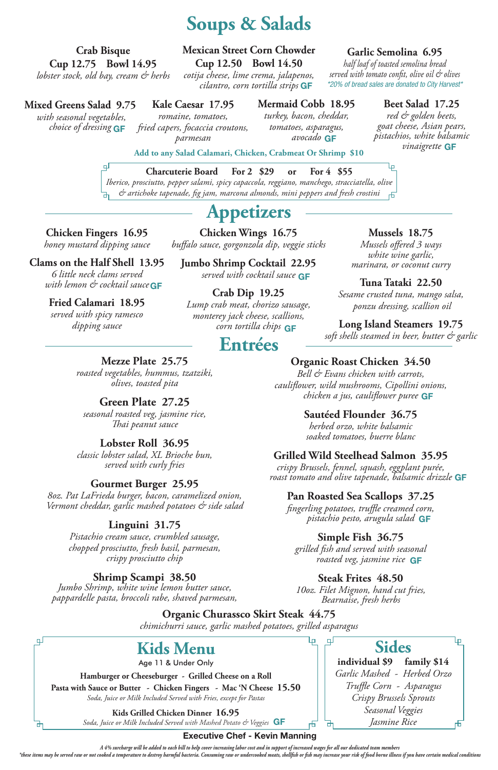# Soups & Salads

**Crab Bisque**
**Cup 12.75 Bowl 14.95**
*lobster stock, old bay, cream & herbs*

**Mexican Street Corn Chowder**
**Cup 12.50 Bowl 14.50**
*cotija cheese, lime crema, jalapenos, cilantro, corn tortilla strips* GF

**Garlic Semolina 6.95**
*half loaf of toasted semolina bread served with tomato confit, olive oil & olives*
*\*20% of bread sales are donated to City Harvest\**

**Mixed Greens Salad 9.75**
*with seasonal vegetables, choice of dressing* GF

**Kale Caesar 17.95**
*romaine, tomatoes, fried capers, focaccia croutons, parmesan*

**Mermaid Cobb 18.95**
*turkey, bacon, cheddar, tomatoes, asparagus, avocado* GF

**Beet Salad 17.25**
*red & golden beets, goat cheese, Asian pears, pistachios, white balsamic vinaigrette* GF

**Add to any Salad Calamari, Chicken, Crabmeat Or Shrimp $10**

**Charcuterie Board For 2 $29 or For 4 $55**
*Iberico, prosciutto, pepper salami, spicy capaccola, reggiano, manchego, stracciatella, olive & artichoke tapenade, fig jam, marcona almonds, mini peppers and fresh crostini*

# Appetizers

**Chicken Fingers 16.95**
*honey mustard dipping sauce*

**Clams on the Half Shell 13.95**
*6 little neck clams served with lemon & cocktail sauce* GF

**Fried Calamari 18.95**
*served with spicy ramesco dipping sauce*

**Chicken Wings 16.75**
*buffalo sauce, gorgonzola dip, veggie sticks*

**Jumbo Shrimp Cocktail 22.95**
*served with cocktail sauce* GF

**Crab Dip 19.25**
*Lump crab meat, chorizo sausage, monterey jack cheese, scallions, corn tortilla chips* GF

**Mussels 18.75**
*Mussels offered 3 ways white wine garlic, marinara, or coconut curry*

**Tuna Tataki 22.50**
*Sesame crusted tuna, mango salsa, ponzu dressing, scallion oil*

**Long Island Steamers 19.75**
*soft shells steamed in beer, butter & garlic*

# Entrées

**Mezze Plate 25.75**
*roasted vegetables, hummus, tzatziki, olives, toasted pita*

**Green Plate 27.25**
*seasonal roasted veg, jasmine rice, Thai peanut sauce*

**Lobster Roll 36.95**
*classic lobster salad, XL Brioche bun, served with curly fries*

**Gourmet Burger 25.95**
*8oz. Pat LaFrieda burger, bacon, caramelized onion, Vermont cheddar, garlic mashed potatoes & side salad*

**Linguini 31.75**
*Pistachio cream sauce, crumbled sausage, chopped prosciutto, fresh basil, parmesan, crispy prosciutto chip*

**Shrimp Scampi 38.50**
*Jumbo Shrimp, white wine lemon butter sauce, pappardelle pasta, broccoli rabe, shaved parmesan,*

**Organic Roast Chicken 34.50**
*Bell & Evans chicken with carrots, cauliflower, wild mushrooms, Cipollini onions, chicken a jus, cauliflower puree* GF

**Sautéed Flounder 36.75**
*herbed orzo, white balsamic soaked tomatoes, buerre blanc*

**Grilled Wild Steelhead Salmon 35.95**
*crispy Brussels, fennel, squash, eggplant purée, roast tomato and olive tapenade, balsamic drizzle* GF

**Pan Roasted Sea Scallops 37.25**
*fingerling potatoes, truffle creamed corn, pistachio pesto, arugula salad* GF

**Simple Fish 36.75**
*grilled fish and served with seasonal roasted veg, jasmine rice* GF

**Steak Frites 48.50**
*10oz. Filet Mignon, hand cut fries, Bearnaise, fresh herbs*

**Organic Churassco Skirt Steak 44.75**
*chimichurri sauce, garlic mashed potatoes, grilled asparagus*

# Kids Menu

Age 11 & Under Only

**Hamburger or Cheeseburger - Grilled Cheese on a Roll**
**Pasta with Sauce or Butter - Chicken Fingers - Mac 'N Cheese 15.50**
*Soda, Juice or Milk Included Served with Fries, except for Pastas*

**Kids Grilled Chicken Dinner 16.95**
*Soda, Juice or Milk Included Served with Mashed Potato & Veggies* GF

# Sides

**individual $9 family $14**
*Garlic Mashed - Herbed Orzo*
*Truffle Corn - Asparagus*
*Crispy Brussels Sprouts*
*Seasonal Veggies*
*Jasmine Rice*

**Executive Chef - Kevin Manning**

*A 4% surcharge will be added to each bill to help cover increasing labor cost and in support of increased wages for all our dedicated team members*

*\*these items may be served raw or not cooked a temperature to destroy harmful bacteria. Consuming raw or undercooked meats, shellfish or fish may increase your risk of food borne illness if you have certain medical conditions*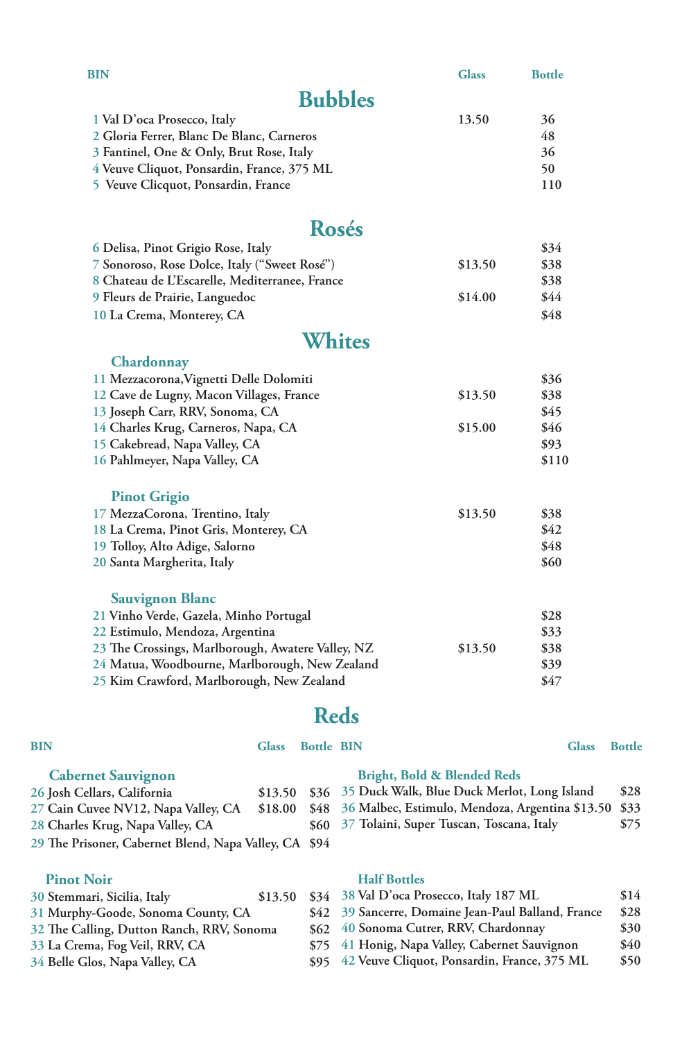| BIN | | Glass | Bottle |
|---|---|---|---|

## Bubbles

| BIN | Wine | Glass | Bottle |
|---|---|---|---|
| 1 | Val D'oca Prosecco, Italy | 13.50 | 36 |
| 2 | Gloria Ferrer, Blanc De Blanc, Carneros | | 48 |
| 3 | Fantinel, One & Only, Brut Rose, Italy | | 36 |
| 4 | Veuve Cliquot, Ponsardin, France, 375 ML | | 50 |
| 5 | Veuve Clicquot, Ponsardin, France | | 110 |

## Rosés

| BIN | Wine | Glass | Bottle |
|---|---|---|---|
| 6 | Delisa, Pinot Grigio Rose, Italy | | $34 |
| 7 | Sonoroso, Rose Dolce, Italy ("Sweet Rosé") | $13.50 | $38 |
| 8 | Chateau de L'Escarelle, Mediterranee, France | | $38 |
| 9 | Fleurs de Prairie, Languedoc | $14.00 | $44 |
| 10 | La Crema, Monterey, CA | | $48 |

## Whites

### Chardonnay

| BIN | Wine | Glass | Bottle |
|---|---|---|---|
| 11 | Mezzacorona,Vignetti Delle Dolomiti | | $36 |
| 12 | Cave de Lugny, Macon Villages, France | $13.50 | $38 |
| 13 | Joseph Carr, RRV, Sonoma, CA | | $45 |
| 14 | Charles Krug, Carneros, Napa, CA | $15.00 | $46 |
| 15 | Cakebread, Napa Valley, CA | | $93 |
| 16 | Pahlmeyer, Napa Valley, CA | | $110 |

### Pinot Grigio

| BIN | Wine | Glass | Bottle |
|---|---|---|---|
| 17 | MezzaCorona, Trentino, Italy | $13.50 | $38 |
| 18 | La Crema, Pinot Gris, Monterey, CA | | $42 |
| 19 | Tolloy, Alto Adige, Salorno | | $48 |
| 20 | Santa Margherita, Italy | | $60 |

### Sauvignon Blanc

| BIN | Wine | Glass | Bottle |
|---|---|---|---|
| 21 | Vinho Verde, Gazela, Minho Portugal | | $28 |
| 22 | Estimulo, Mendoza, Argentina | | $33 |
| 23 | The Crossings, Marlborough, Awatere Valley, NZ | $13.50 | $38 |
| 24 | Matua, Woodbourne, Marlborough, New Zealand | | $39 |
| 25 | Kim Crawford, Marlborough, New Zealand | | $47 |

## Reds

### Cabernet Sauvignon

| BIN | Wine | Glass | Bottle |
|---|---|---|---|
| 26 | Josh Cellars, California | $13.50 | $36 |
| 27 | Cain Cuvee NV12, Napa Valley, CA | $18.00 | $48 |
| 28 | Charles Krug, Napa Valley, CA | | $60 |
| 29 | The Prisoner, Cabernet Blend, Napa Valley, CA | | $94 |

### Pinot Noir

| BIN | Wine | Glass | Bottle |
|---|---|---|---|
| 30 | Stemmari, Sicilia, Italy | $13.50 | $34 |
| 31 | Murphy-Goode, Sonoma County, CA | | $42 |
| 32 | The Calling, Dutton Ranch, RRV, Sonoma | | $62 |
| 33 | La Crema, Fog Veil, RRV, CA | | $75 |
| 34 | Belle Glos, Napa Valley, CA | | $95 |

### Bright, Bold & Blended Reds

| BIN | Wine | Glass | Bottle |
|---|---|---|---|
| 35 | Duck Walk, Blue Duck Merlot, Long Island | | $28 |
| 36 | Malbec, Estimulo, Mendoza, Argentina | $13.50 | $33 |
| 37 | Tolaini, Super Tuscan, Toscana, Italy | | $75 |

### Half Bottles

| BIN | Wine | Glass | Bottle |
|---|---|---|---|
| 38 | Val D'oca Prosecco, Italy 187 ML | | $14 |
| 39 | Sancerre, Domaine Jean-Paul Balland, France | | $28 |
| 40 | Sonoma Cutrer, RRV, Chardonnay | | $30 |
| 41 | Honig, Napa Valley, Cabernet Sauvignon | | $40 |
| 42 | Veuve Cliquot, Ponsardin, France, 375 ML | | $50 |